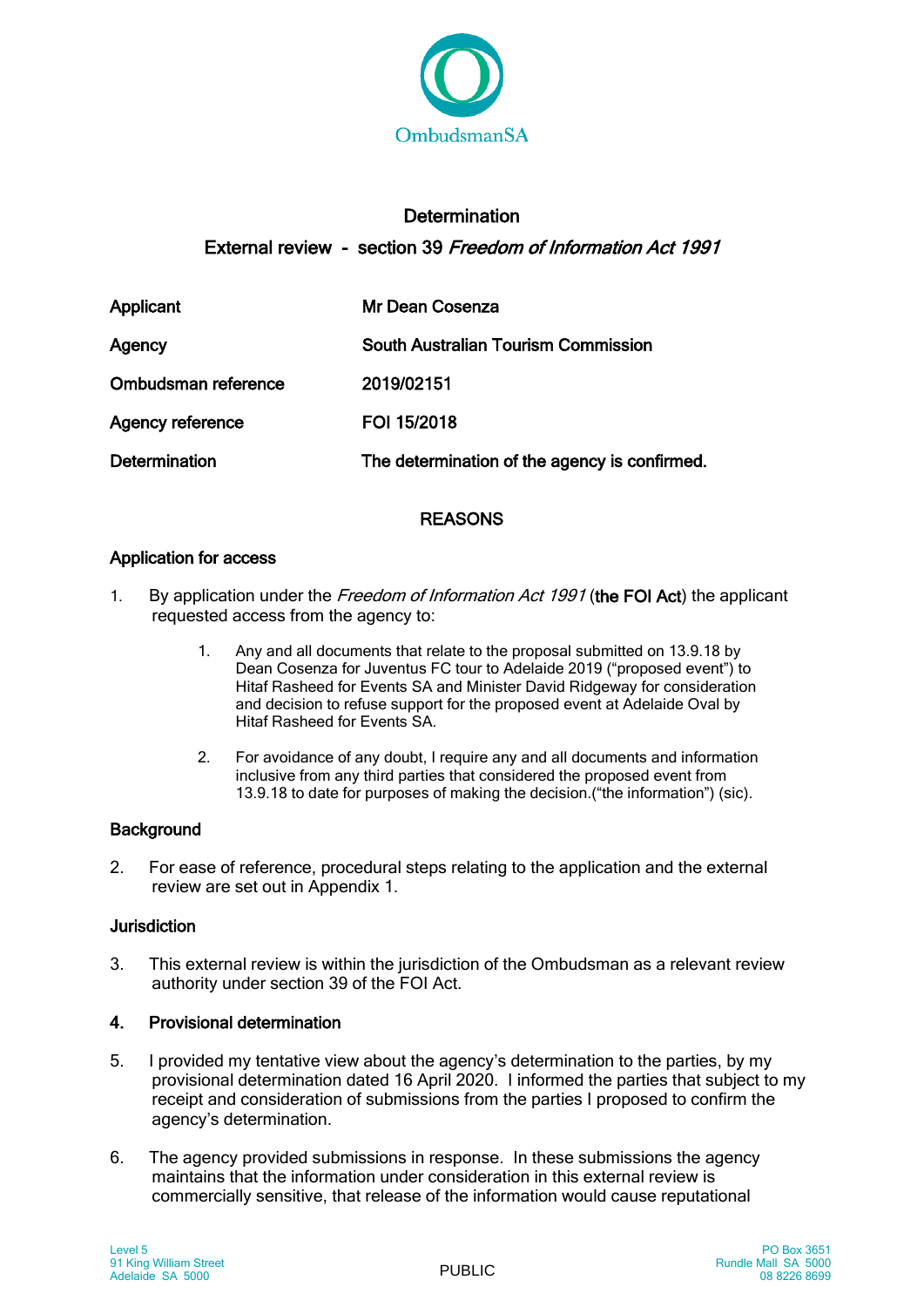OmbudsmanSA

# Determination

## External review - section 39 *Freedom of Information Act 1991*

| | |
|---|---|
| **Applicant** | **Mr Dean Cosenza** |
| **Agency** | **South Australian Tourism Commission** |
| **Ombudsman reference** | **2019/02151** |
| **Agency reference** | **FOI 15/2018** |
| **Determination** | **The determination of the agency is confirmed.** |

### REASONS

#### Application for access

1. By application under the *Freedom of Information Act 1991* (**the FOI Act**) the applicant requested access from the agency to:

   1. Any and all documents that relate to the proposal submitted on 13.9.18 by Dean Cosenza for Juventus FC tour to Adelaide 2019 ("proposed event") to Hitaf Rasheed for Events SA and Minister David Ridgeway for consideration and decision to refuse support for the proposed event at Adelaide Oval by Hitaf Rasheed for Events SA.

   2. For avoidance of any doubt, I require any and all documents and information inclusive from any third parties that considered the proposed event from 13.9.18 to date for purposes of making the decision.("the information") (sic).

#### Background

2. For ease of reference, procedural steps relating to the application and the external review are set out in Appendix 1.

#### Jurisdiction

3. This external review is within the jurisdiction of the Ombudsman as a relevant review authority under section 39 of the FOI Act.

#### 4. Provisional determination

5. I provided my tentative view about the agency's determination to the parties, by my provisional determination dated 16 April 2020. I informed the parties that subject to my receipt and consideration of submissions from the parties I proposed to confirm the agency's determination.

6. The agency provided submissions in response. In these submissions the agency maintains that the information under consideration in this external review is commercially sensitive, that release of the information would cause reputational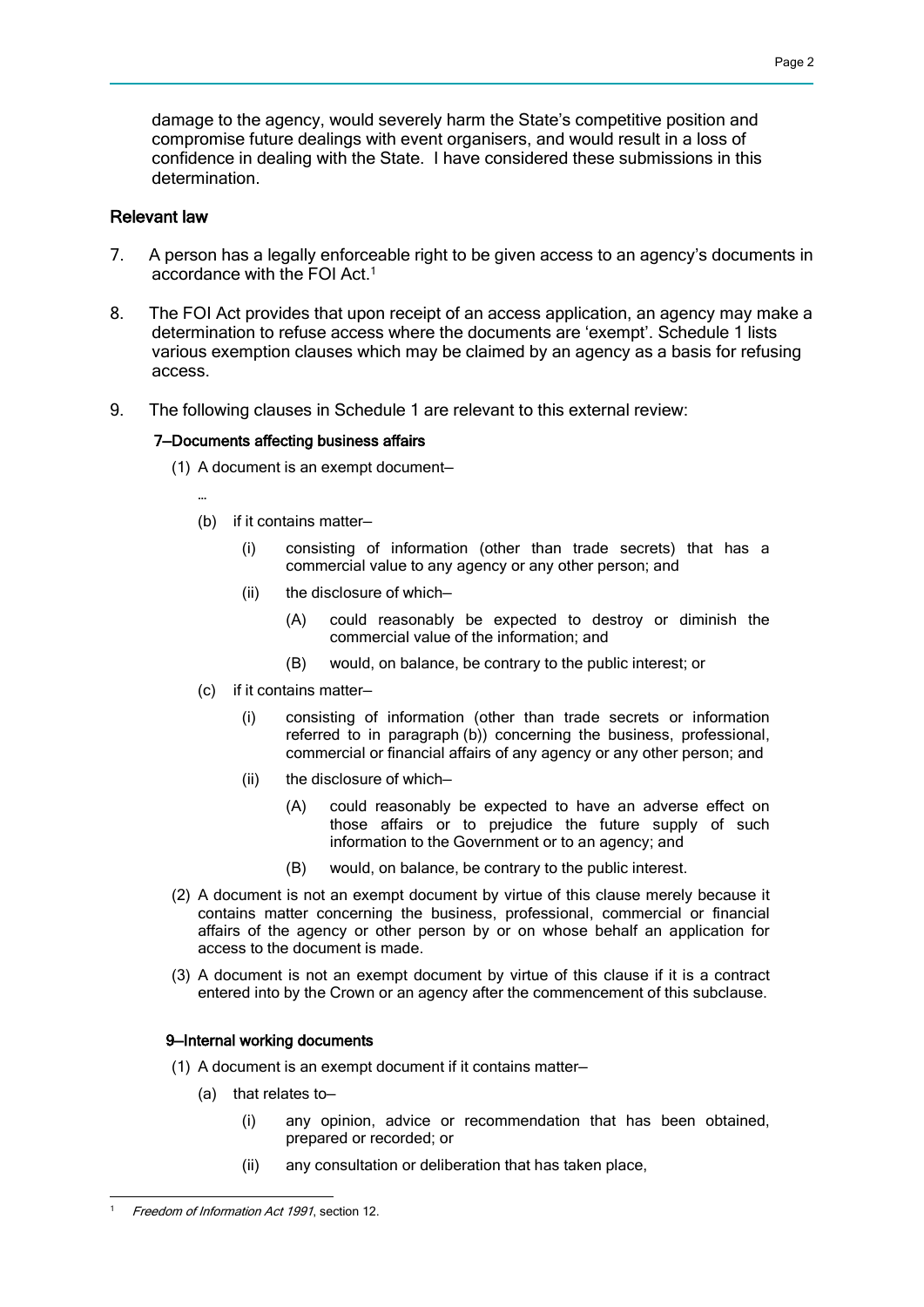damage to the agency, would severely harm the State's competitive position and compromise future dealings with event organisers, and would result in a loss of confidence in dealing with the State. I have considered these submissions in this determination.

## Relevant law

7. A person has a legally enforceable right to be given access to an agency's documents in accordance with the FOI Act.[1]

8. The FOI Act provides that upon receipt of an access application, an agency may make a determination to refuse access where the documents are 'exempt'. Schedule 1 lists various exemption clauses which may be claimed by an agency as a basis for refusing access.

9. The following clauses in Schedule 1 are relevant to this external review:

**7—Documents affecting business affairs**

(1) A document is an exempt document—

…

(b) if it contains matter—

(i) consisting of information (other than trade secrets) that has a commercial value to any agency or any other person; and

(ii) the disclosure of which—

(A) could reasonably be expected to destroy or diminish the commercial value of the information; and

(B) would, on balance, be contrary to the public interest; or

(c) if it contains matter—

(i) consisting of information (other than trade secrets or information referred to in paragraph (b)) concerning the business, professional, commercial or financial affairs of any agency or any other person; and

(ii) the disclosure of which—

(A) could reasonably be expected to have an adverse effect on those affairs or to prejudice the future supply of such information to the Government or to an agency; and

(B) would, on balance, be contrary to the public interest.

(2) A document is not an exempt document by virtue of this clause merely because it contains matter concerning the business, professional, commercial or financial affairs of the agency or other person by or on whose behalf an application for access to the document is made.

(3) A document is not an exempt document by virtue of this clause if it is a contract entered into by the Crown or an agency after the commencement of this subclause.

**9—Internal working documents**

(1) A document is an exempt document if it contains matter—

(a) that relates to—

(i) any opinion, advice or recommendation that has been obtained, prepared or recorded; or

(ii) any consultation or deliberation that has taken place,

---

[1] *Freedom of Information Act 1991*, section 12.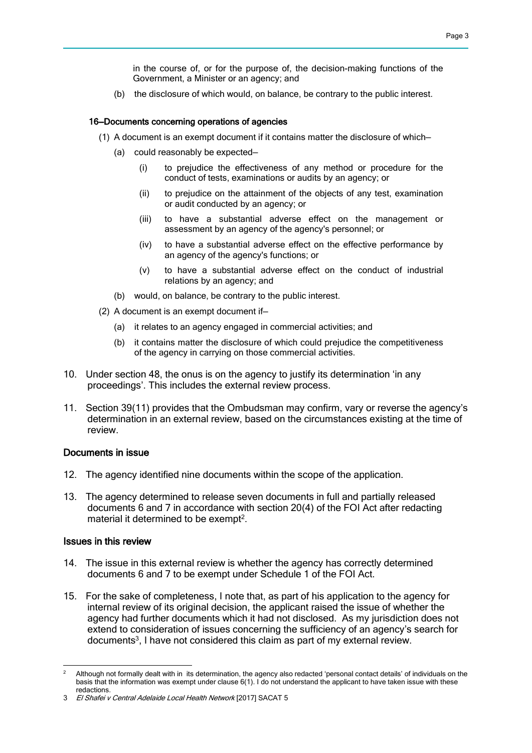in the course of, or for the purpose of, the decision-making functions of the Government, a Minister or an agency; and

(b) the disclosure of which would, on balance, be contrary to the public interest.

**16—Documents concerning operations of agencies**

(1) A document is an exempt document if it contains matter the disclosure of which—

(a) could reasonably be expected—

(i) to prejudice the effectiveness of any method or procedure for the conduct of tests, examinations or audits by an agency; or

(ii) to prejudice on the attainment of the objects of any test, examination or audit conducted by an agency; or

(iii) to have a substantial adverse effect on the management or assessment by an agency of the agency's personnel; or

(iv) to have a substantial adverse effect on the effective performance by an agency of the agency's functions; or

(v) to have a substantial adverse effect on the conduct of industrial relations by an agency; and

(b) would, on balance, be contrary to the public interest.

(2) A document is an exempt document if—

(a) it relates to an agency engaged in commercial activities; and

(b) it contains matter the disclosure of which could prejudice the competitiveness of the agency in carrying on those commercial activities.

10. Under section 48, the onus is on the agency to justify its determination 'in any proceedings'. This includes the external review process.

11. Section 39(11) provides that the Ombudsman may confirm, vary or reverse the agency's determination in an external review, based on the circumstances existing at the time of review.

## Documents in issue

12. The agency identified nine documents within the scope of the application.

13. The agency determined to release seven documents in full and partially released documents 6 and 7 in accordance with section 20(4) of the FOI Act after redacting material it determined to be exempt[2].

## Issues in this review

14. The issue in this external review is whether the agency has correctly determined documents 6 and 7 to be exempt under Schedule 1 of the FOI Act.

15. For the sake of completeness, I note that, as part of his application to the agency for internal review of its original decision, the applicant raised the issue of whether the agency had further documents which it had not disclosed. As my jurisdiction does not extend to consideration of issues concerning the sufficiency of an agency's search for documents[3], I have not considered this claim as part of my external review.

---

[2] Although not formally dealt with in its determination, the agency also redacted 'personal contact details' of individuals on the basis that the information was exempt under clause 6(1). I do not understand the applicant to have taken issue with these redactions.

[3] *El Shafei v Central Adelaide Local Health Network* [2017] SACAT 5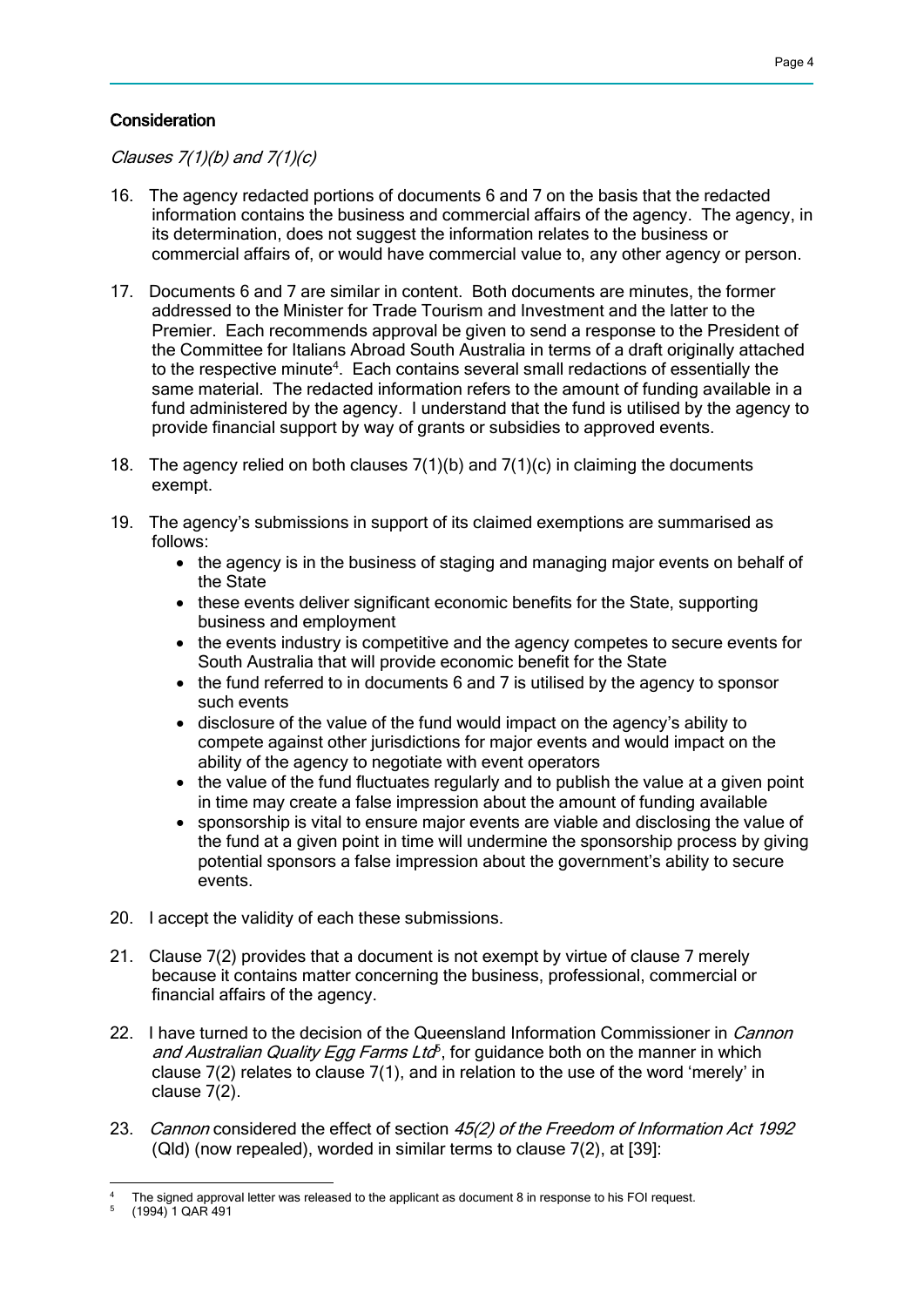### Consideration

*Clauses 7(1)(b) and 7(1)(c)*

16. The agency redacted portions of documents 6 and 7 on the basis that the redacted information contains the business and commercial affairs of the agency. The agency, in its determination, does not suggest the information relates to the business or commercial affairs of, or would have commercial value to, any other agency or person.

17. Documents 6 and 7 are similar in content. Both documents are minutes, the former addressed to the Minister for Trade Tourism and Investment and the latter to the Premier. Each recommends approval be given to send a response to the President of the Committee for Italians Abroad South Australia in terms of a draft originally attached to the respective minute[4]. Each contains several small redactions of essentially the same material. The redacted information refers to the amount of funding available in a fund administered by the agency. I understand that the fund is utilised by the agency to provide financial support by way of grants or subsidies to approved events.

18. The agency relied on both clauses 7(1)(b) and 7(1)(c) in claiming the documents exempt.

19. The agency's submissions in support of its claimed exemptions are summarised as follows:
    - the agency is in the business of staging and managing major events on behalf of the State
    - these events deliver significant economic benefits for the State, supporting business and employment
    - the events industry is competitive and the agency competes to secure events for South Australia that will provide economic benefit for the State
    - the fund referred to in documents 6 and 7 is utilised by the agency to sponsor such events
    - disclosure of the value of the fund would impact on the agency's ability to compete against other jurisdictions for major events and would impact on the ability of the agency to negotiate with event operators
    - the value of the fund fluctuates regularly and to publish the value at a given point in time may create a false impression about the amount of funding available
    - sponsorship is vital to ensure major events are viable and disclosing the value of the fund at a given point in time will undermine the sponsorship process by giving potential sponsors a false impression about the government's ability to secure events.

20. I accept the validity of each these submissions.

21. Clause 7(2) provides that a document is not exempt by virtue of clause 7 merely because it contains matter concerning the business, professional, commercial or financial affairs of the agency.

22. I have turned to the decision of the Queensland Information Commissioner in *Cannon and Australian Quality Egg Farms Ltd*[5], for guidance both on the manner in which clause 7(2) relates to clause 7(1), and in relation to the use of the word 'merely' in clause 7(2).

23. *Cannon* considered the effect of section *45(2) of the Freedom of Information Act 1992* (Qld) (now repealed), worded in similar terms to clause 7(2), at [39]:

---

[4] The signed approval letter was released to the applicant as document 8 in response to his FOI request.

[5] (1994) 1 QAR 491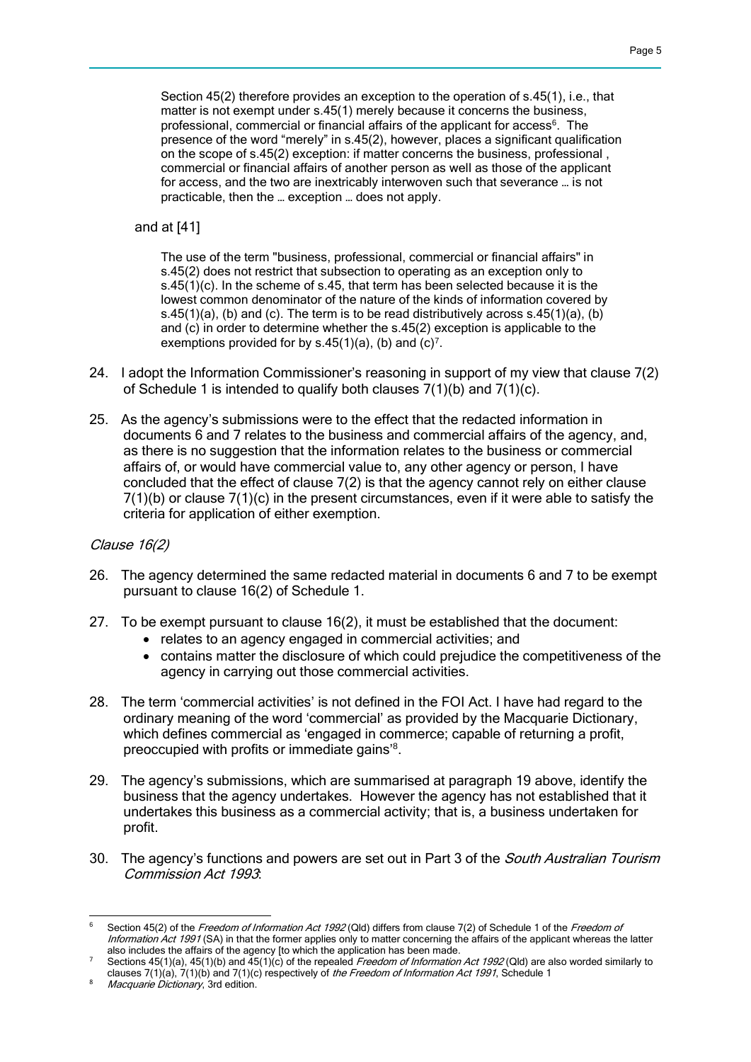> Section 45(2) therefore provides an exception to the operation of s.45(1), i.e., that matter is not exempt under s.45(1) merely because it concerns the business, professional, commercial or financial affairs of the applicant for access[6]. The presence of the word "merely" in s.45(2), however, places a significant qualification on the scope of s.45(2) exception: if matter concerns the business, professional , commercial or financial affairs of another person as well as those of the applicant for access, and the two are inextricably interwoven such that severance … is not practicable, then the … exception … does not apply.

and at [41]

> The use of the term "business, professional, commercial or financial affairs" in s.45(2) does not restrict that subsection to operating as an exception only to s.45(1)(c). In the scheme of s.45, that term has been selected because it is the lowest common denominator of the nature of the kinds of information covered by s.45(1)(a), (b) and (c). The term is to be read distributively across s.45(1)(a), (b) and (c) in order to determine whether the s.45(2) exception is applicable to the exemptions provided for by s.45(1)(a), (b) and (c)[7].

24. I adopt the Information Commissioner's reasoning in support of my view that clause 7(2) of Schedule 1 is intended to qualify both clauses 7(1)(b) and 7(1)(c).

25. As the agency's submissions were to the effect that the redacted information in documents 6 and 7 relates to the business and commercial affairs of the agency, and, as there is no suggestion that the information relates to the business or commercial affairs of, or would have commercial value to, any other agency or person, I have concluded that the effect of clause 7(2) is that the agency cannot rely on either clause 7(1)(b) or clause 7(1)(c) in the present circumstances, even if it were able to satisfy the criteria for application of either exemption.

*Clause 16(2)*

26. The agency determined the same redacted material in documents 6 and 7 to be exempt pursuant to clause 16(2) of Schedule 1.

27. To be exempt pursuant to clause 16(2), it must be established that the document:
    - relates to an agency engaged in commercial activities; and
    - contains matter the disclosure of which could prejudice the competitiveness of the agency in carrying out those commercial activities.

28. The term 'commercial activities' is not defined in the FOI Act. I have had regard to the ordinary meaning of the word 'commercial' as provided by the Macquarie Dictionary, which defines commercial as 'engaged in commerce; capable of returning a profit, preoccupied with profits or immediate gains'[8].

29. The agency's submissions, which are summarised at paragraph 19 above, identify the business that the agency undertakes. However the agency has not established that it undertakes this business as a commercial activity; that is, a business undertaken for profit.

30. The agency's functions and powers are set out in Part 3 of the *South Australian Tourism Commission Act 1993*:

---

[6] Section 45(2) of the *Freedom of Information Act 1992* (Qld) differs from clause 7(2) of Schedule 1 of the *Freedom of Information Act 1991* (SA) in that the former applies only to matter concerning the affairs of the applicant whereas the latter also includes the affairs of the agency [to which the application has been made.

[7] Sections 45(1)(a), 45(1)(b) and 45(1)(c) of the repealed *Freedom of Information Act 1992* (Qld) are also worded similarly to clauses 7(1)(a), 7(1)(b) and 7(1)(c) respectively of *the Freedom of Information Act 1991*, Schedule 1

[8] *Macquarie Dictionary*, 3rd edition.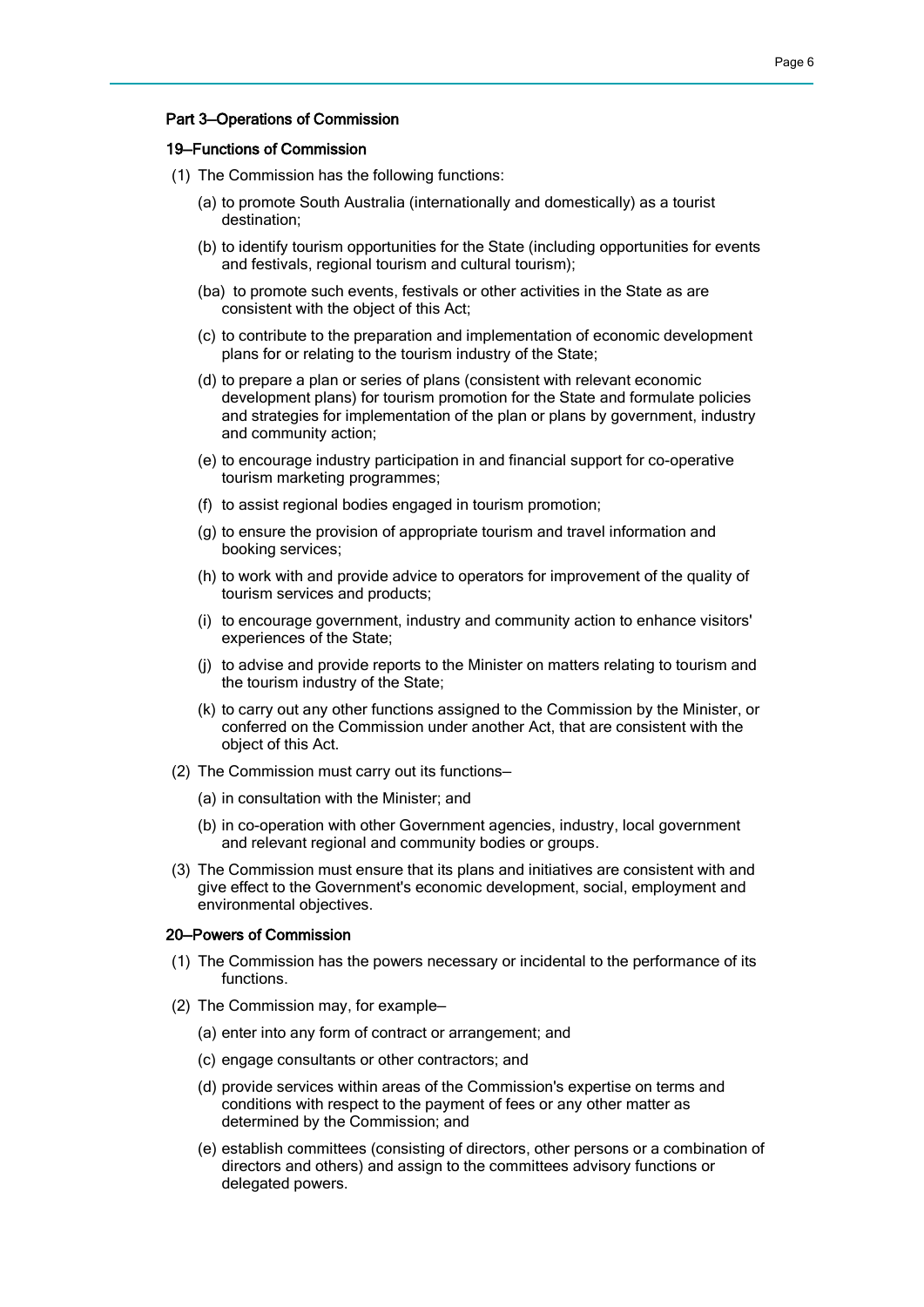## Part 3—Operations of Commission

### 19—Functions of Commission

(1) The Commission has the following functions:

(a) to promote South Australia (internationally and domestically) as a tourist destination;

(b) to identify tourism opportunities for the State (including opportunities for events and festivals, regional tourism and cultural tourism);

(ba) to promote such events, festivals or other activities in the State as are consistent with the object of this Act;

(c) to contribute to the preparation and implementation of economic development plans for or relating to the tourism industry of the State;

(d) to prepare a plan or series of plans (consistent with relevant economic development plans) for tourism promotion for the State and formulate policies and strategies for implementation of the plan or plans by government, industry and community action;

(e) to encourage industry participation in and financial support for co-operative tourism marketing programmes;

(f) to assist regional bodies engaged in tourism promotion;

(g) to ensure the provision of appropriate tourism and travel information and booking services;

(h) to work with and provide advice to operators for improvement of the quality of tourism services and products;

(i) to encourage government, industry and community action to enhance visitors' experiences of the State;

(j) to advise and provide reports to the Minister on matters relating to tourism and the tourism industry of the State;

(k) to carry out any other functions assigned to the Commission by the Minister, or conferred on the Commission under another Act, that are consistent with the object of this Act.

(2) The Commission must carry out its functions—

(a) in consultation with the Minister; and

(b) in co-operation with other Government agencies, industry, local government and relevant regional and community bodies or groups.

(3) The Commission must ensure that its plans and initiatives are consistent with and give effect to the Government's economic development, social, employment and environmental objectives.

### 20—Powers of Commission

(1) The Commission has the powers necessary or incidental to the performance of its functions.

(2) The Commission may, for example—

(a) enter into any form of contract or arrangement; and

(c) engage consultants or other contractors; and

(d) provide services within areas of the Commission's expertise on terms and conditions with respect to the payment of fees or any other matter as determined by the Commission; and

(e) establish committees (consisting of directors, other persons or a combination of directors and others) and assign to the committees advisory functions or delegated powers.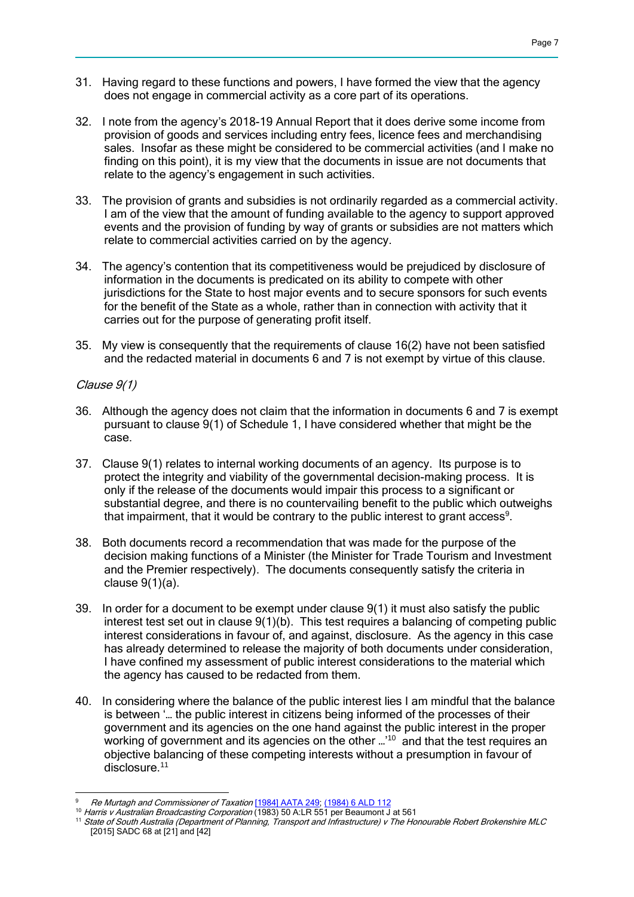31. Having regard to these functions and powers, I have formed the view that the agency does not engage in commercial activity as a core part of its operations.

32. I note from the agency's 2018-19 Annual Report that it does derive some income from provision of goods and services including entry fees, licence fees and merchandising sales. Insofar as these might be considered to be commercial activities (and I make no finding on this point), it is my view that the documents in issue are not documents that relate to the agency's engagement in such activities.

33. The provision of grants and subsidies is not ordinarily regarded as a commercial activity. I am of the view that the amount of funding available to the agency to support approved events and the provision of funding by way of grants or subsidies are not matters which relate to commercial activities carried on by the agency.

34. The agency's contention that its competitiveness would be prejudiced by disclosure of information in the documents is predicated on its ability to compete with other jurisdictions for the State to host major events and to secure sponsors for such events for the benefit of the State as a whole, rather than in connection with activity that it carries out for the purpose of generating profit itself.

35. My view is consequently that the requirements of clause 16(2) have not been satisfied and the redacted material in documents 6 and 7 is not exempt by virtue of this clause.

*Clause 9(1)*

36. Although the agency does not claim that the information in documents 6 and 7 is exempt pursuant to clause 9(1) of Schedule 1, I have considered whether that might be the case.

37. Clause 9(1) relates to internal working documents of an agency. Its purpose is to protect the integrity and viability of the governmental decision-making process. It is only if the release of the documents would impair this process to a significant or substantial degree, and there is no countervailing benefit to the public which outweighs that impairment, that it would be contrary to the public interest to grant access[9].

38. Both documents record a recommendation that was made for the purpose of the decision making functions of a Minister (the Minister for Trade Tourism and Investment and the Premier respectively). The documents consequently satisfy the criteria in clause 9(1)(a).

39. In order for a document to be exempt under clause 9(1) it must also satisfy the public interest test set out in clause 9(1)(b). This test requires a balancing of competing public interest considerations in favour of, and against, disclosure. As the agency in this case has already determined to release the majority of both documents under consideration, I have confined my assessment of public interest considerations to the material which the agency has caused to be redacted from them.

40. In considering where the balance of the public interest lies I am mindful that the balance is between '… the public interest in citizens being informed of the processes of their government and its agencies on the one hand against the public interest in the proper working of government and its agencies on the other …'[10] and that the test requires an objective balancing of these competing interests without a presumption in favour of disclosure.[11]

---

[9] *Re Murtagh and Commissioner of Taxation* [1984] AATA 249; (1984) 6 ALD 112

[10] *Harris v Australian Broadcasting Corporation* (1983) 50 A:LR 551 per Beaumont J at 561

[11] *State of South Australia (Department of Planning, Transport and Infrastructure) v The Honourable Robert Brokenshire MLC* [2015] SADC 68 at [21] and [42]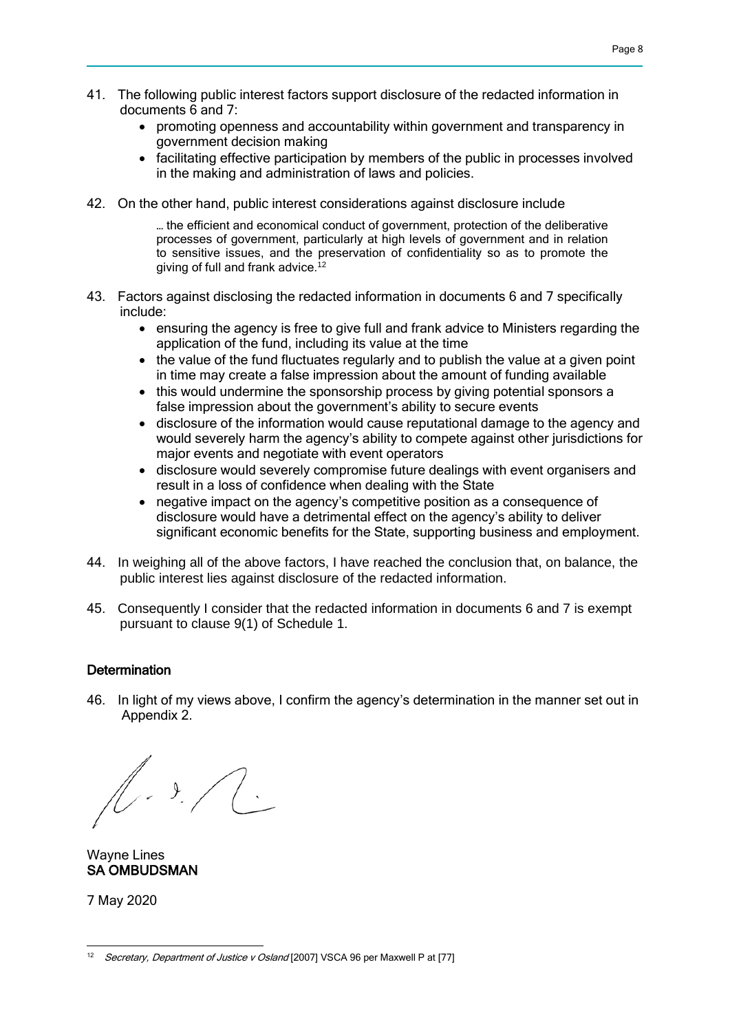41. The following public interest factors support disclosure of the redacted information in documents 6 and 7:
    - promoting openness and accountability within government and transparency in government decision making
    - facilitating effective participation by members of the public in processes involved in the making and administration of laws and policies.

42. On the other hand, public interest considerations against disclosure include

    > … the efficient and economical conduct of government, protection of the deliberative processes of government, particularly at high levels of government and in relation to sensitive issues, and the preservation of confidentiality so as to promote the giving of full and frank advice.[12]

43. Factors against disclosing the redacted information in documents 6 and 7 specifically include:
    - ensuring the agency is free to give full and frank advice to Ministers regarding the application of the fund, including its value at the time
    - the value of the fund fluctuates regularly and to publish the value at a given point in time may create a false impression about the amount of funding available
    - this would undermine the sponsorship process by giving potential sponsors a false impression about the government's ability to secure events
    - disclosure of the information would cause reputational damage to the agency and would severely harm the agency's ability to compete against other jurisdictions for major events and negotiate with event operators
    - disclosure would severely compromise future dealings with event organisers and result in a loss of confidence when dealing with the State
    - negative impact on the agency's competitive position as a consequence of disclosure would have a detrimental effect on the agency's ability to deliver significant economic benefits for the State, supporting business and employment.

44. In weighing all of the above factors, I have reached the conclusion that, on balance, the public interest lies against disclosure of the redacted information.

45. Consequently I consider that the redacted information in documents 6 and 7 is exempt pursuant to clause 9(1) of Schedule 1.

## Determination

46. In light of my views above, I confirm the agency's determination in the manner set out in Appendix 2.

Wayne Lines
**SA OMBUDSMAN**

7 May 2020

---

[12] *Secretary, Department of Justice v Osland* [2007] VSCA 96 per Maxwell P at [77]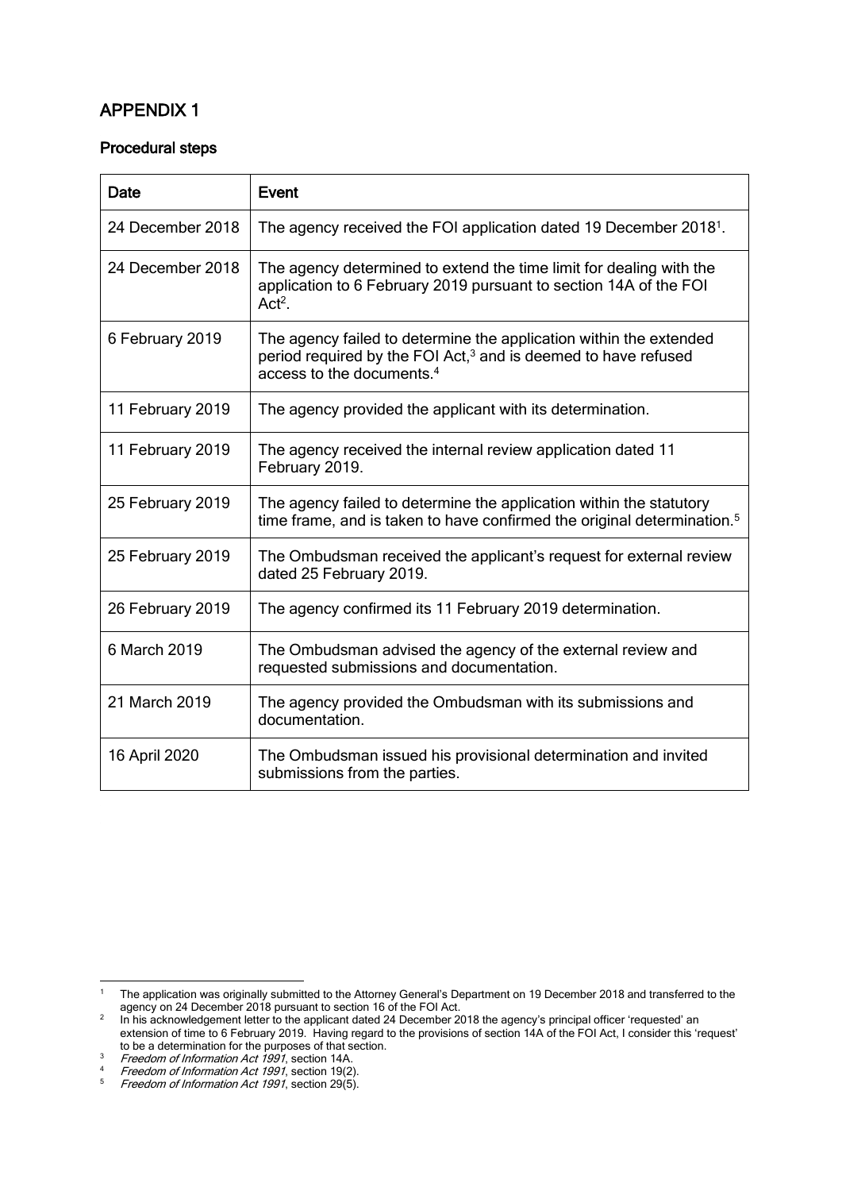## APPENDIX 1

### Procedural steps

| Date | Event |
|---|---|
| 24 December 2018 | The agency received the FOI application dated 19 December 2018[1]. |
| 24 December 2018 | The agency determined to extend the time limit for dealing with the application to 6 February 2019 pursuant to section 14A of the FOI Act[2]. |
| 6 February 2019 | The agency failed to determine the application within the extended period required by the FOI Act,[3] and is deemed to have refused access to the documents.[4] |
| 11 February 2019 | The agency provided the applicant with its determination. |
| 11 February 2019 | The agency received the internal review application dated 11 February 2019. |
| 25 February 2019 | The agency failed to determine the application within the statutory time frame, and is taken to have confirmed the original determination.[5] |
| 25 February 2019 | The Ombudsman received the applicant's request for external review dated 25 February 2019. |
| 26 February 2019 | The agency confirmed its 11 February 2019 determination. |
| 6 March 2019 | The Ombudsman advised the agency of the external review and requested submissions and documentation. |
| 21 March 2019 | The agency provided the Ombudsman with its submissions and documentation. |
| 16 April 2020 | The Ombudsman issued his provisional determination and invited submissions from the parties. |

---

[1] The application was originally submitted to the Attorney General's Department on 19 December 2018 and transferred to the agency on 24 December 2018 pursuant to section 16 of the FOI Act.

[2] In his acknowledgement letter to the applicant dated 24 December 2018 the agency's principal officer 'requested' an extension of time to 6 February 2019. Having regard to the provisions of section 14A of the FOI Act, I consider this 'request' to be a determination for the purposes of that section.

[3] *Freedom of Information Act 1991*, section 14A.

[4] *Freedom of Information Act 1991*, section 19(2).

[5] *Freedom of Information Act 1991*, section 29(5).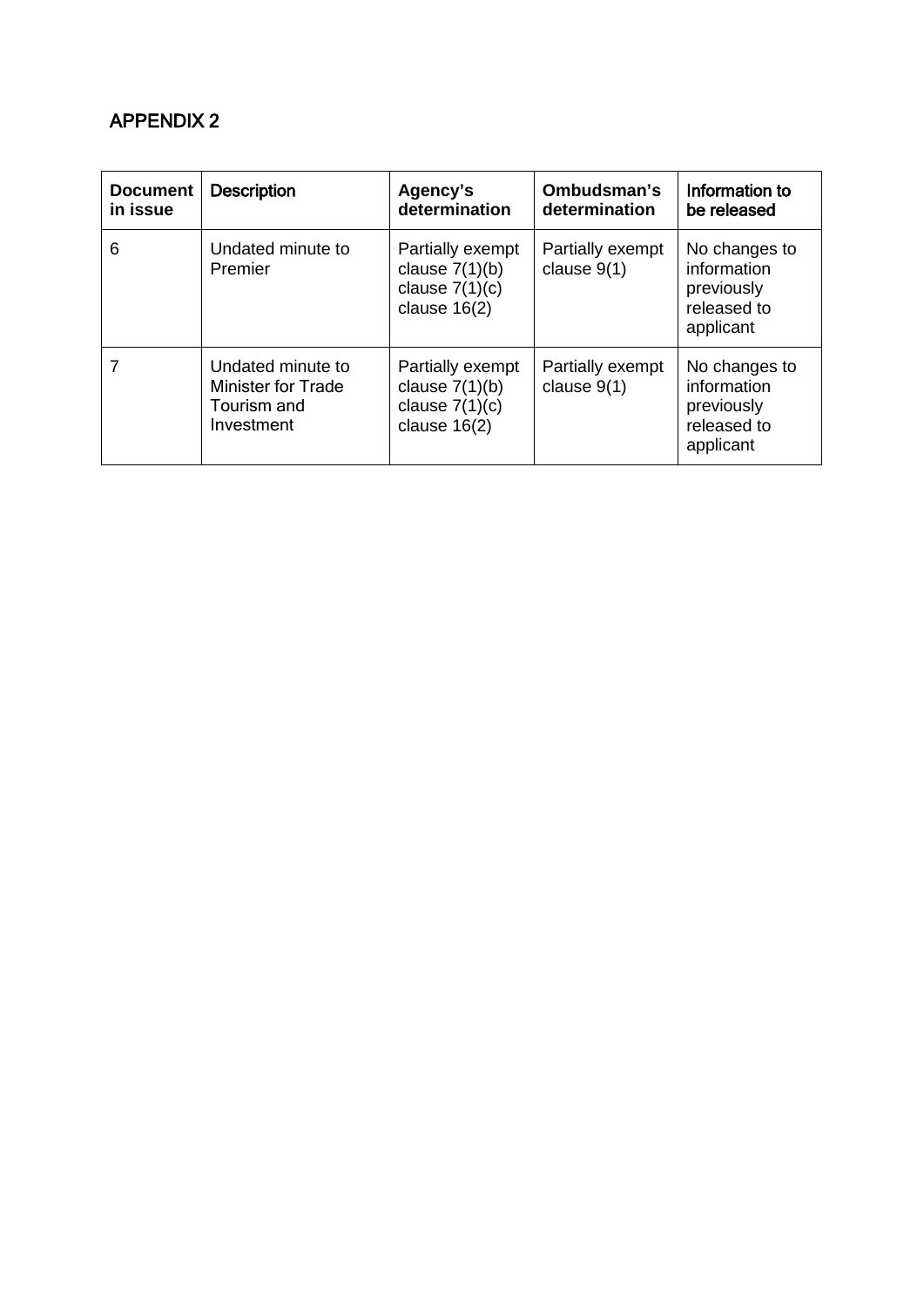# APPENDIX 2

| Document in issue | Description | Agency's determination | Ombudsman's determination | Information to be released |
|---|---|---|---|---|
| 6 | Undated minute to Premier | Partially exempt clause 7(1)(b) clause 7(1)(c) clause 16(2) | Partially exempt clause 9(1) | No changes to information previously released to applicant |
| 7 | Undated minute to Minister for Trade Tourism and Investment | Partially exempt clause 7(1)(b) clause 7(1)(c) clause 16(2) | Partially exempt clause 9(1) | No changes to information previously released to applicant |